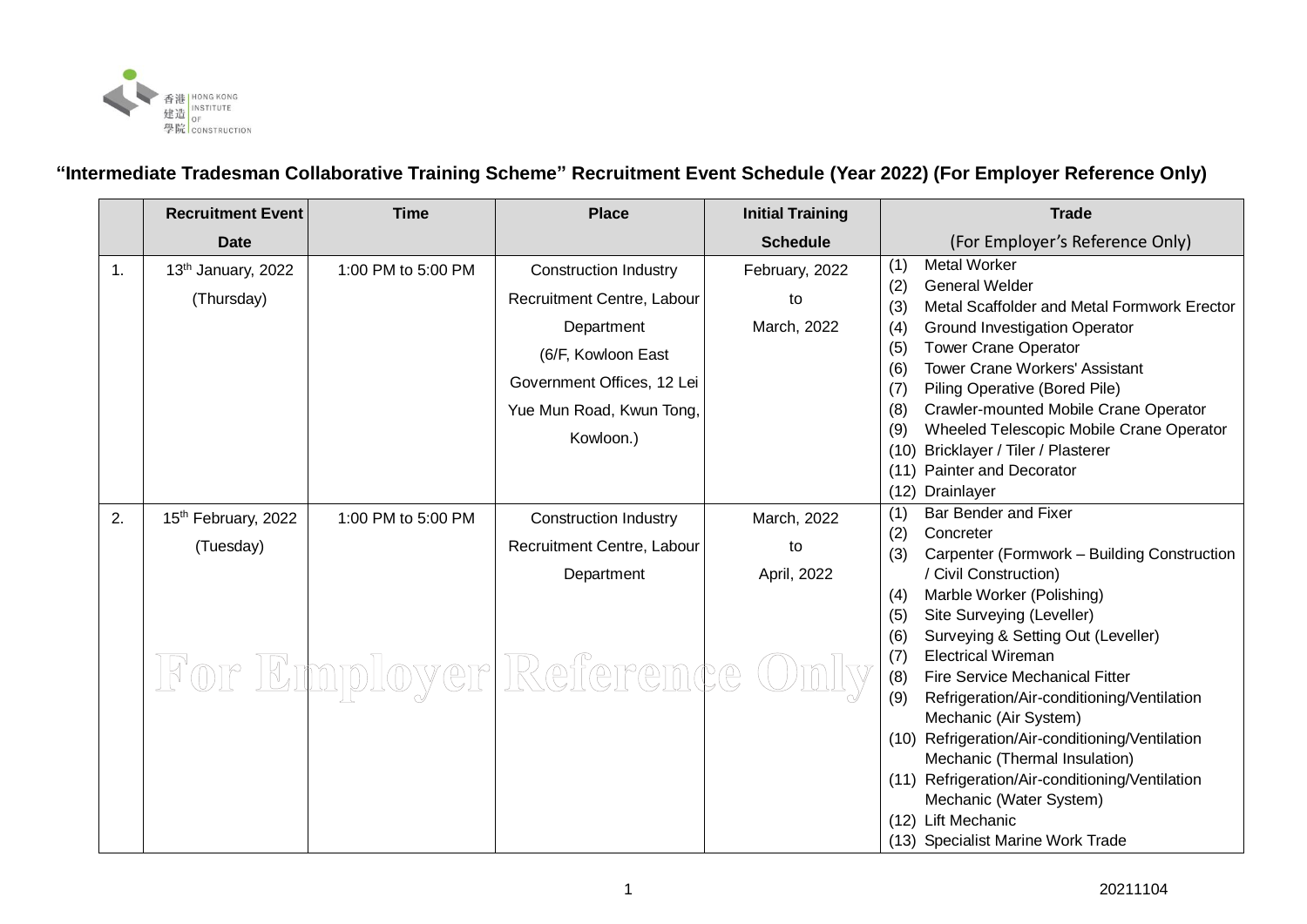## "Intermediate Tradesman Collaborative Training Scheme" Recruitment Event Schedule (Year 2022) (For Employer Reference Only)

| | Recruitment Event Date | Time | Place | Initial Training Schedule | Trade (For Employer's Reference Only) |
|---|---|---|---|---|---|
| 1. | 13th January, 2022 (Thursday) | 1:00 PM to 5:00 PM | Construction Industry Recruitment Centre, Labour Department (6/F, Kowloon East Government Offices, 12 Lei Yue Mun Road, Kwun Tong, Kowloon.) | February, 2022 to March, 2022 | (1) Metal Worker<br>(2) General Welder<br>(3) Metal Scaffolder and Metal Formwork Erector<br>(4) Ground Investigation Operator<br>(5) Tower Crane Operator<br>(6) Tower Crane Workers' Assistant<br>(7) Piling Operative (Bored Pile)<br>(8) Crawler-mounted Mobile Crane Operator<br>(9) Wheeled Telescopic Mobile Crane Operator<br>(10) Bricklayer / Tiler / Plasterer<br>(11) Painter and Decorator<br>(12) Drainlayer |
| 2. | 15th February, 2022 (Tuesday) | 1:00 PM to 5:00 PM | Construction Industry Recruitment Centre, Labour Department | March, 2022 to April, 2022 | (1) Bar Bender and Fixer<br>(2) Concreter<br>(3) Carpenter (Formwork – Building Construction / Civil Construction)<br>(4) Marble Worker (Polishing)<br>(5) Site Surveying (Leveller)<br>(6) Surveying & Setting Out (Leveller)<br>(7) Electrical Wireman<br>(8) Fire Service Mechanical Fitter<br>(9) Refrigeration/Air-conditioning/Ventilation Mechanic (Air System)<br>(10) Refrigeration/Air-conditioning/Ventilation Mechanic (Thermal Insulation)<br>(11) Refrigeration/Air-conditioning/Ventilation Mechanic (Water System)<br>(12) Lift Mechanic<br>(13) Specialist Marine Work Trade |

20211104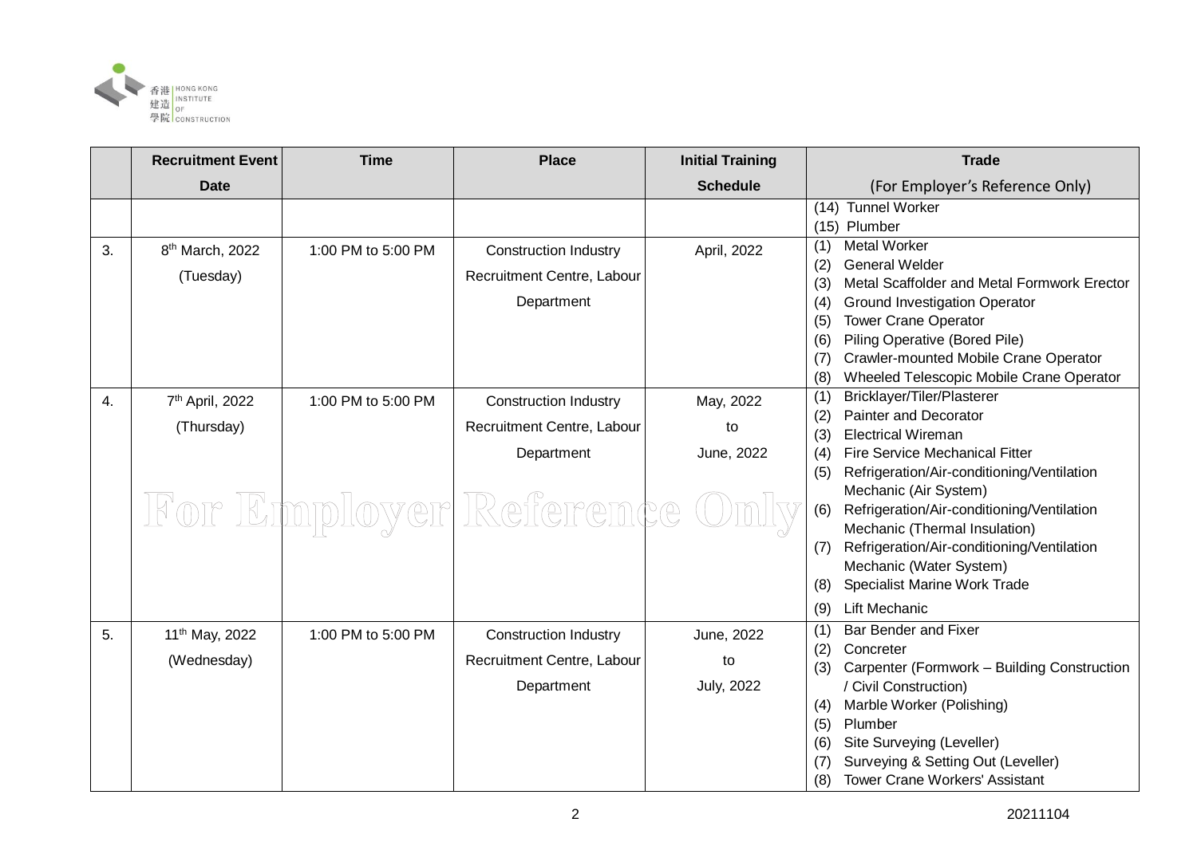|  | Recruitment Event Date | Time | Place | Initial Training Schedule | Trade (For Employer's Reference Only) |
|---|---|---|---|---|---|
|  |  |  |  |  | (14) Tunnel Worker<br>(15) Plumber |
| 3. | 8th March, 2022 (Tuesday) | 1:00 PM to 5:00 PM | Construction Industry Recruitment Centre, Labour Department | April, 2022 | (1) Metal Worker<br>(2) General Welder<br>(3) Metal Scaffolder and Metal Formwork Erector<br>(4) Ground Investigation Operator<br>(5) Tower Crane Operator<br>(6) Piling Operative (Bored Pile)<br>(7) Crawler-mounted Mobile Crane Operator<br>(8) Wheeled Telescopic Mobile Crane Operator |
| 4. | 7th April, 2022 (Thursday) | 1:00 PM to 5:00 PM | Construction Industry Recruitment Centre, Labour Department | May, 2022 to June, 2022 | (1) Bricklayer/Tiler/Plasterer<br>(2) Painter and Decorator<br>(3) Electrical Wireman<br>(4) Fire Service Mechanical Fitter<br>(5) Refrigeration/Air-conditioning/Ventilation Mechanic (Air System)<br>(6) Refrigeration/Air-conditioning/Ventilation Mechanic (Thermal Insulation)<br>(7) Refrigeration/Air-conditioning/Ventilation Mechanic (Water System)<br>(8) Specialist Marine Work Trade<br>(9) Lift Mechanic |
| 5. | 11th May, 2022 (Wednesday) | 1:00 PM to 5:00 PM | Construction Industry Recruitment Centre, Labour Department | June, 2022 to July, 2022 | (1) Bar Bender and Fixer<br>(2) Concreter<br>(3) Carpenter (Formwork – Building Construction / Civil Construction)<br>(4) Marble Worker (Polishing)<br>(5) Plumber<br>(6) Site Surveying (Leveller)<br>(7) Surveying & Setting Out (Leveller)<br>(8) Tower Crane Workers' Assistant |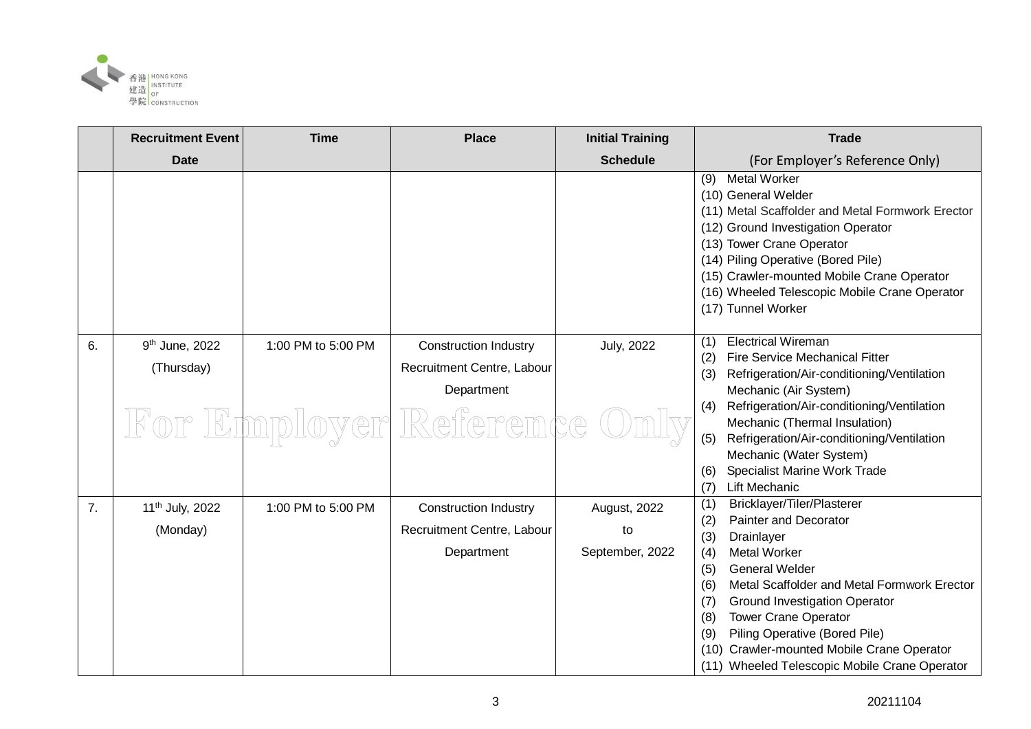| | Recruitment Event Date | Time | Place | Initial Training Schedule | Trade (For Employer's Reference Only) |
|---|---|---|---|---|---|
| | | | | | (9) Metal Worker<br>(10) General Welder<br>(11) Metal Scaffolder and Metal Formwork Erector<br>(12) Ground Investigation Operator<br>(13) Tower Crane Operator<br>(14) Piling Operative (Bored Pile)<br>(15) Crawler-mounted Mobile Crane Operator<br>(16) Wheeled Telescopic Mobile Crane Operator<br>(17) Tunnel Worker |
| 6. | 9th June, 2022 (Thursday) | 1:00 PM to 5:00 PM | Construction Industry Recruitment Centre, Labour Department | July, 2022 | (1) Electrical Wireman<br>(2) Fire Service Mechanical Fitter<br>(3) Refrigeration/Air-conditioning/Ventilation Mechanic (Air System)<br>(4) Refrigeration/Air-conditioning/Ventilation Mechanic (Thermal Insulation)<br>(5) Refrigeration/Air-conditioning/Ventilation Mechanic (Water System)<br>(6) Specialist Marine Work Trade<br>(7) Lift Mechanic |
| 7. | 11th July, 2022 (Monday) | 1:00 PM to 5:00 PM | Construction Industry Recruitment Centre, Labour Department | August, 2022 to September, 2022 | (1) Bricklayer/Tiler/Plasterer<br>(2) Painter and Decorator<br>(3) Drainlayer<br>(4) Metal Worker<br>(5) General Welder<br>(6) Metal Scaffolder and Metal Formwork Erector<br>(7) Ground Investigation Operator<br>(8) Tower Crane Operator<br>(9) Piling Operative (Bored Pile)<br>(10) Crawler-mounted Mobile Crane Operator<br>(11) Wheeled Telescopic Mobile Crane Operator |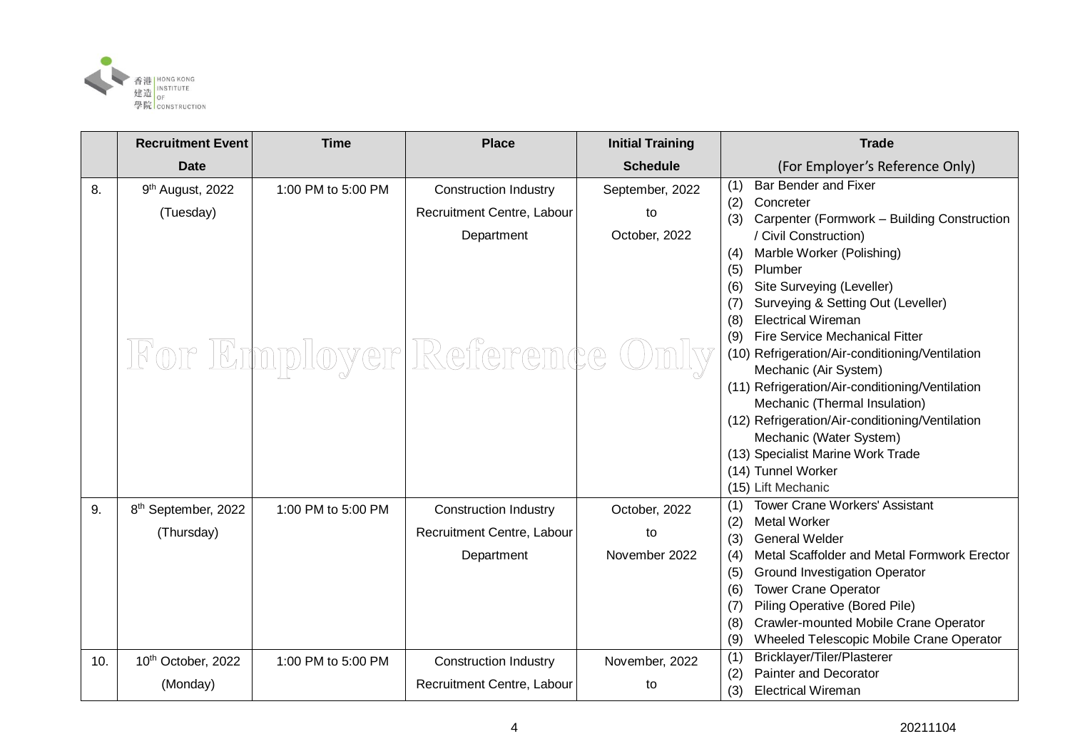|  | Recruitment Event Date | Time | Place | Initial Training Schedule | Trade (For Employer's Reference Only) |
|---|---|---|---|---|---|
| 8. | 9th August, 2022 (Tuesday) | 1:00 PM to 5:00 PM | Construction Industry Recruitment Centre, Labour Department | September, 2022 to October, 2022 | (1) Bar Bender and Fixer<br>(2) Concreter<br>(3) Carpenter (Formwork – Building Construction / Civil Construction)<br>(4) Marble Worker (Polishing)<br>(5) Plumber<br>(6) Site Surveying (Leveller)<br>(7) Surveying & Setting Out (Leveller)<br>(8) Electrical Wireman<br>(9) Fire Service Mechanical Fitter<br>(10) Refrigeration/Air-conditioning/Ventilation Mechanic (Air System)<br>(11) Refrigeration/Air-conditioning/Ventilation Mechanic (Thermal Insulation)<br>(12) Refrigeration/Air-conditioning/Ventilation Mechanic (Water System)<br>(13) Specialist Marine Work Trade<br>(14) Tunnel Worker<br>(15) Lift Mechanic |
| 9. | 8th September, 2022 (Thursday) | 1:00 PM to 5:00 PM | Construction Industry Recruitment Centre, Labour Department | October, 2022 to November 2022 | (1) Tower Crane Workers' Assistant<br>(2) Metal Worker<br>(3) General Welder<br>(4) Metal Scaffolder and Metal Formwork Erector<br>(5) Ground Investigation Operator<br>(6) Tower Crane Operator<br>(7) Piling Operative (Bored Pile)<br>(8) Crawler-mounted Mobile Crane Operator<br>(9) Wheeled Telescopic Mobile Crane Operator |
| 10. | 10th October, 2022 (Monday) | 1:00 PM to 5:00 PM | Construction Industry Recruitment Centre, Labour | November, 2022 to | (1) Bricklayer/Tiler/Plasterer<br>(2) Painter and Decorator<br>(3) Electrical Wireman |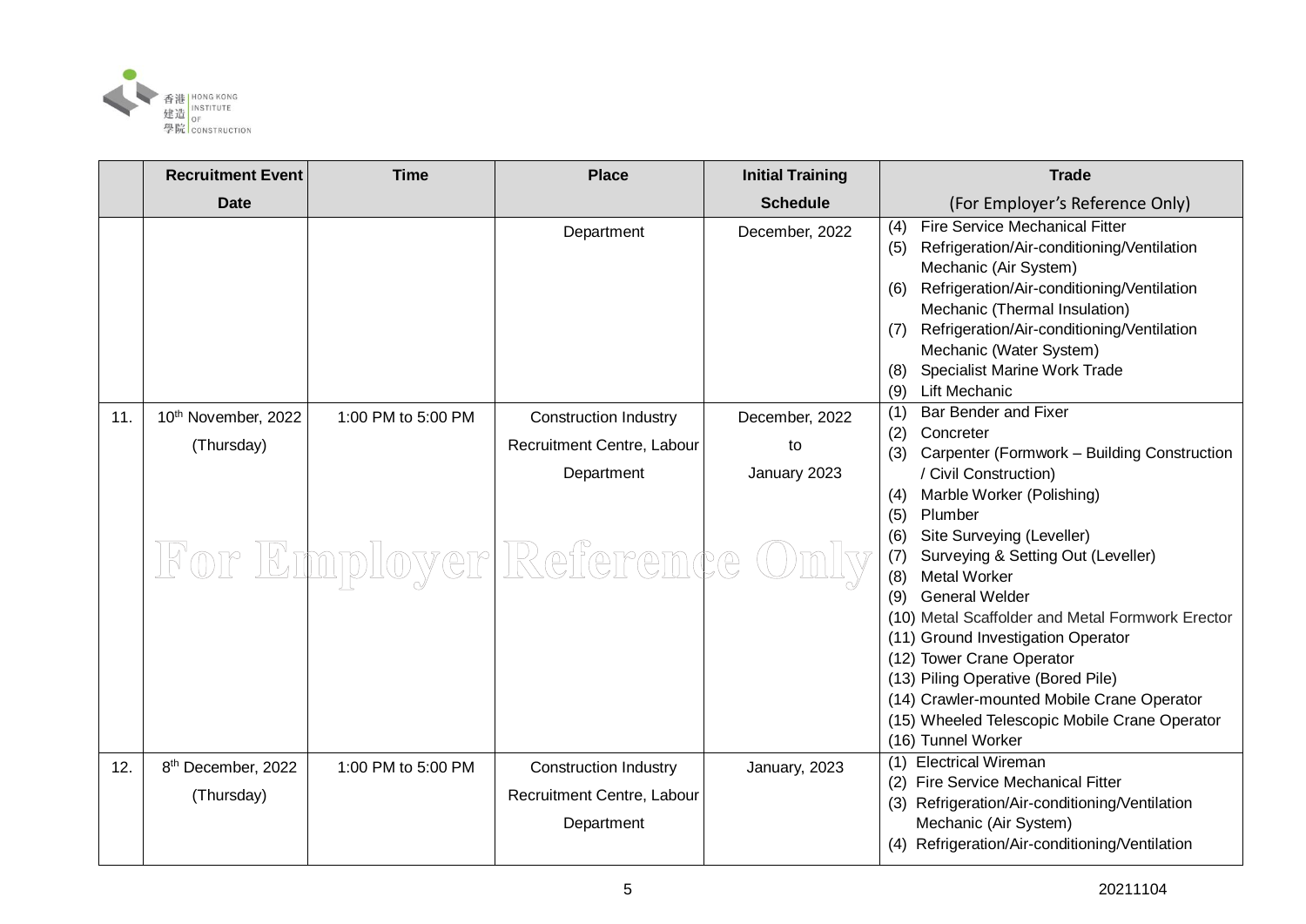| | Recruitment Event Date | Time | Place | Initial Training Schedule | Trade (For Employer's Reference Only) |
|---|---|---|---|---|---|
| | | | Department | December, 2022 | (4) Fire Service Mechanical Fitter<br>(5) Refrigeration/Air-conditioning/Ventilation Mechanic (Air System)<br>(6) Refrigeration/Air-conditioning/Ventilation Mechanic (Thermal Insulation)<br>(7) Refrigeration/Air-conditioning/Ventilation Mechanic (Water System)<br>(8) Specialist Marine Work Trade<br>(9) Lift Mechanic |
| 11. | 10th November, 2022 (Thursday) | 1:00 PM to 5:00 PM | Construction Industry Recruitment Centre, Labour Department | December, 2022 to January 2023 | (1) Bar Bender and Fixer<br>(2) Concreter<br>(3) Carpenter (Formwork – Building Construction / Civil Construction)<br>(4) Marble Worker (Polishing)<br>(5) Plumber<br>(6) Site Surveying (Leveller)<br>(7) Surveying & Setting Out (Leveller)<br>(8) Metal Worker<br>(9) General Welder<br>(10) Metal Scaffolder and Metal Formwork Erector<br>(11) Ground Investigation Operator<br>(12) Tower Crane Operator<br>(13) Piling Operative (Bored Pile)<br>(14) Crawler-mounted Mobile Crane Operator<br>(15) Wheeled Telescopic Mobile Crane Operator<br>(16) Tunnel Worker |
| 12. | 8th December, 2022 (Thursday) | 1:00 PM to 5:00 PM | Construction Industry Recruitment Centre, Labour Department | January, 2023 | (1) Electrical Wireman<br>(2) Fire Service Mechanical Fitter<br>(3) Refrigeration/Air-conditioning/Ventilation Mechanic (Air System)<br>(4) Refrigeration/Air-conditioning/Ventilation |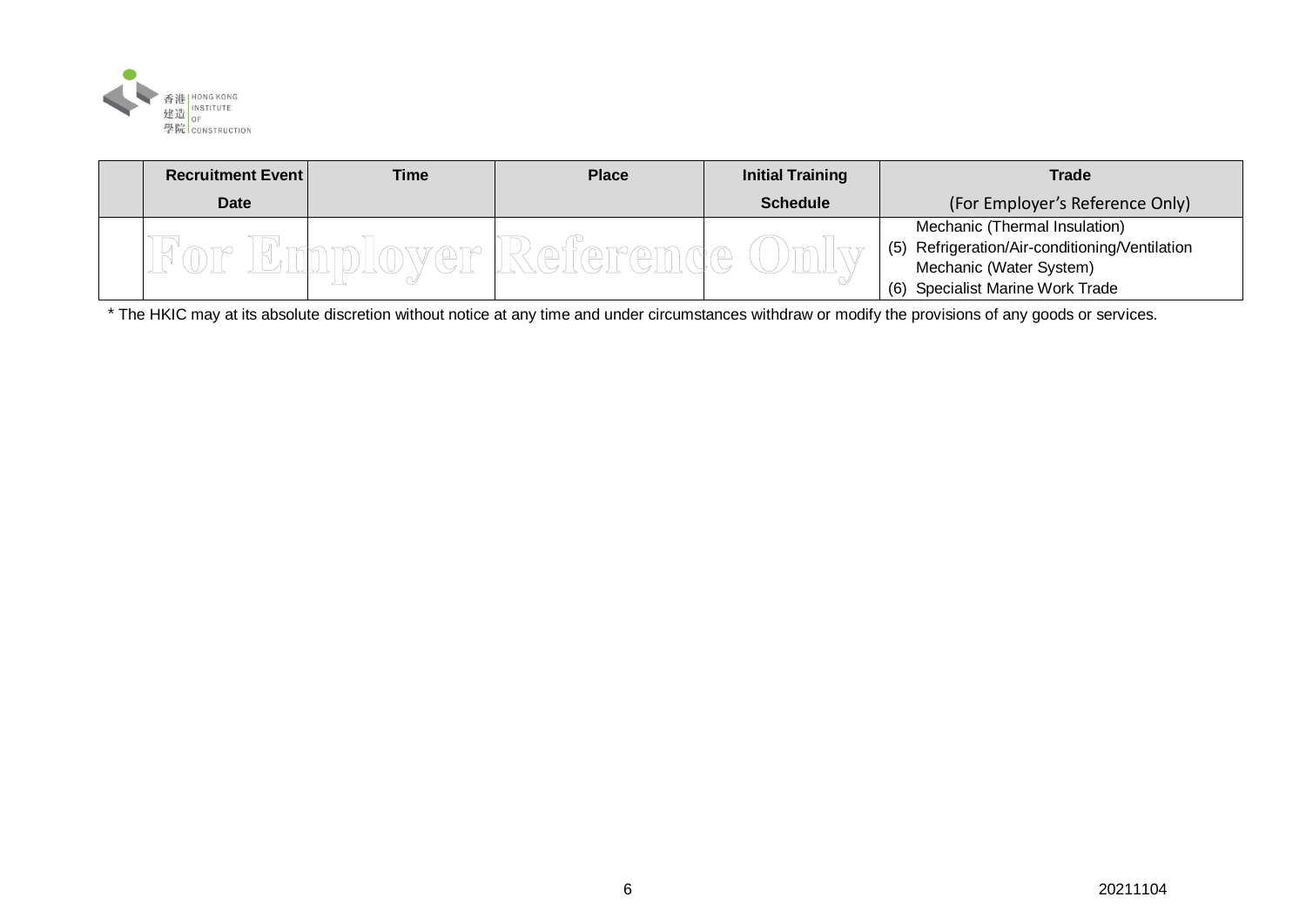| | Recruitment Event Date | Time | Place | Initial Training Schedule | Trade (For Employer's Reference Only) |
|---|---|---|---|---|---|
| | For Employer Reference Only | | | | Mechanic (Thermal Insulation)<br>(5) Refrigeration/Air-conditioning/Ventilation Mechanic (Water System)<br>(6) Specialist Marine Work Trade |

* The HKIC may at its absolute discretion without notice at any time and under circumstances withdraw or modify the provisions of any goods or services.

20211104